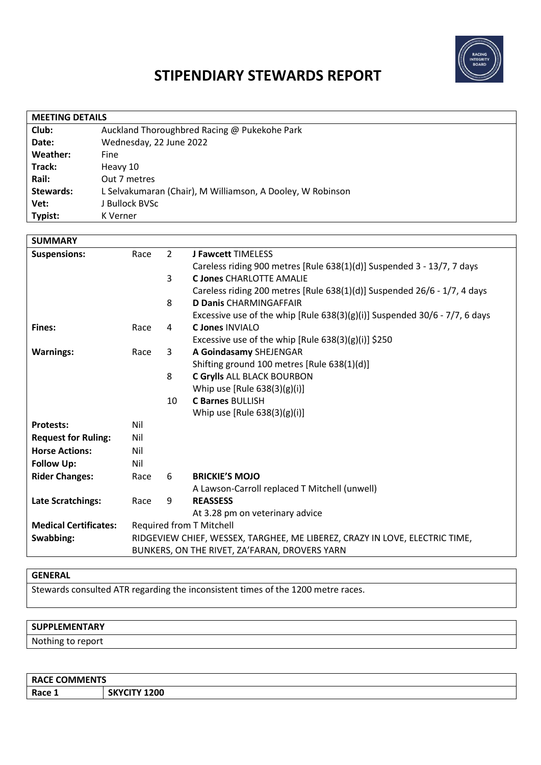# STIPENDIARY STEWARDS REPORT

| MEETING DETAILS | |
|---|---|
| **Club:** | Auckland Thoroughbred Racing @ Pukekohe Park |
| **Date:** | Wednesday, 22 June 2022 |
| **Weather:** | Fine |
| **Track:** | Heavy 10 |
| **Rail:** | Out 7 metres |
| **Stewards:** | L Selvakumaran (Chair), M Williamson, A Dooley, W Robinson |
| **Vet:** | J Bullock BVSc |
| **Typist:** | K Verner |

| SUMMARY | | | |
|---|---|---|---|
| **Suspensions:** | Race | 2 | **J Fawcett** TIMELESS<br>Careless riding 900 metres [Rule 638(1)(d)] Suspended 3 - 13/7, 7 days |
| | | 3 | **C Jones** CHARLOTTE AMALIE<br>Careless riding 200 metres [Rule 638(1)(d)] Suspended 26/6 - 1/7, 4 days |
| | | 8 | **D Danis** CHARMINGAFFAIR<br>Excessive use of the whip [Rule 638(3)(g)(i)] Suspended 30/6 - 7/7, 6 days |
| **Fines:** | Race | 4 | **C Jones** INVIALO<br>Excessive use of the whip [Rule 638(3)(g)(i)] $250 |
| **Warnings:** | Race | 3 | **A Goindasamy** SHEJENGAR<br>Shifting ground 100 metres [Rule 638(1)(d)] |
| | | 8 | **C Grylls** ALL BLACK BOURBON<br>Whip use [Rule 638(3)(g)(i)] |
| | | 10 | **C Barnes** BULLISH<br>Whip use [Rule 638(3)(g)(i)] |
| **Protests:** | Nil | | |
| **Request for Ruling:** | Nil | | |
| **Horse Actions:** | Nil | | |
| **Follow Up:** | Nil | | |
| **Rider Changes:** | Race | 6 | **BRICKIE'S MOJO**<br>A Lawson-Carroll replaced T Mitchell (unwell) |
| **Late Scratchings:** | Race | 9 | **REASSESS**<br>At 3.28 pm on veterinary advice |
| **Medical Certificates:** | Required from T Mitchell | | |
| **Swabbing:** | RIDGEVIEW CHIEF, WESSEX, TARGHEE, ME LIBEREZ, CRAZY IN LOVE, ELECTRIC TIME, BUNKERS, ON THE RIVET, ZA'FARAN, DROVERS YARN | | |

| GENERAL |
|---|
| Stewards consulted ATR regarding the inconsistent times of the 1200 metre races. |

| SUPPLEMENTARY |
|---|
| Nothing to report |

| RACE COMMENTS | |
|---|---|
| **Race 1** | **SKYCITY 1200** |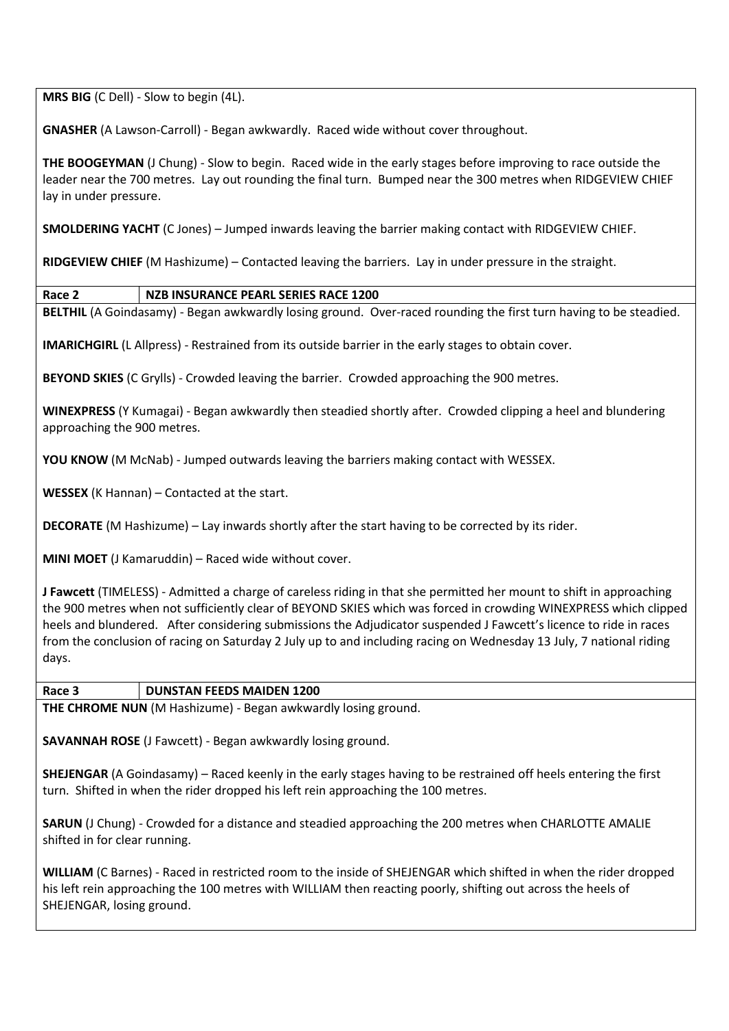**MRS BIG** (C Dell) - Slow to begin (4L).

**GNASHER** (A Lawson-Carroll) - Began awkwardly. Raced wide without cover throughout.

**THE BOOGEYMAN** (J Chung) - Slow to begin. Raced wide in the early stages before improving to race outside the leader near the 700 metres. Lay out rounding the final turn. Bumped near the 300 metres when RIDGEVIEW CHIEF lay in under pressure.

**SMOLDERING YACHT** (C Jones) – Jumped inwards leaving the barrier making contact with RIDGEVIEW CHIEF.

**RIDGEVIEW CHIEF** (M Hashizume) – Contacted leaving the barriers. Lay in under pressure in the straight.

| **Race 2** | **NZB INSURANCE PEARL SERIES RACE 1200** |
|---|---|

**BELTHIL** (A Goindasamy) - Began awkwardly losing ground. Over-raced rounding the first turn having to be steadied.

**IMARICHGIRL** (L Allpress) - Restrained from its outside barrier in the early stages to obtain cover.

**BEYOND SKIES** (C Grylls) - Crowded leaving the barrier. Crowded approaching the 900 metres.

**WINEXPRESS** (Y Kumagai) - Began awkwardly then steadied shortly after. Crowded clipping a heel and blundering approaching the 900 metres.

**YOU KNOW** (M McNab) - Jumped outwards leaving the barriers making contact with WESSEX.

**WESSEX** (K Hannan) – Contacted at the start.

**DECORATE** (M Hashizume) – Lay inwards shortly after the start having to be corrected by its rider.

**MINI MOET** (J Kamaruddin) – Raced wide without cover.

**J Fawcett** (TIMELESS) - Admitted a charge of careless riding in that she permitted her mount to shift in approaching the 900 metres when not sufficiently clear of BEYOND SKIES which was forced in crowding WINEXPRESS which clipped heels and blundered. After considering submissions the Adjudicator suspended J Fawcett's licence to ride in races from the conclusion of racing on Saturday 2 July up to and including racing on Wednesday 13 July, 7 national riding days.

| **Race 3** | **DUNSTAN FEEDS MAIDEN 1200** |
|---|---|

**THE CHROME NUN** (M Hashizume) - Began awkwardly losing ground.

**SAVANNAH ROSE** (J Fawcett) - Began awkwardly losing ground.

**SHEJENGAR** (A Goindasamy) – Raced keenly in the early stages having to be restrained off heels entering the first turn. Shifted in when the rider dropped his left rein approaching the 100 metres.

**SARUN** (J Chung) - Crowded for a distance and steadied approaching the 200 metres when CHARLOTTE AMALIE shifted in for clear running.

**WILLIAM** (C Barnes) - Raced in restricted room to the inside of SHEJENGAR which shifted in when the rider dropped his left rein approaching the 100 metres with WILLIAM then reacting poorly, shifting out across the heels of SHEJENGAR, losing ground.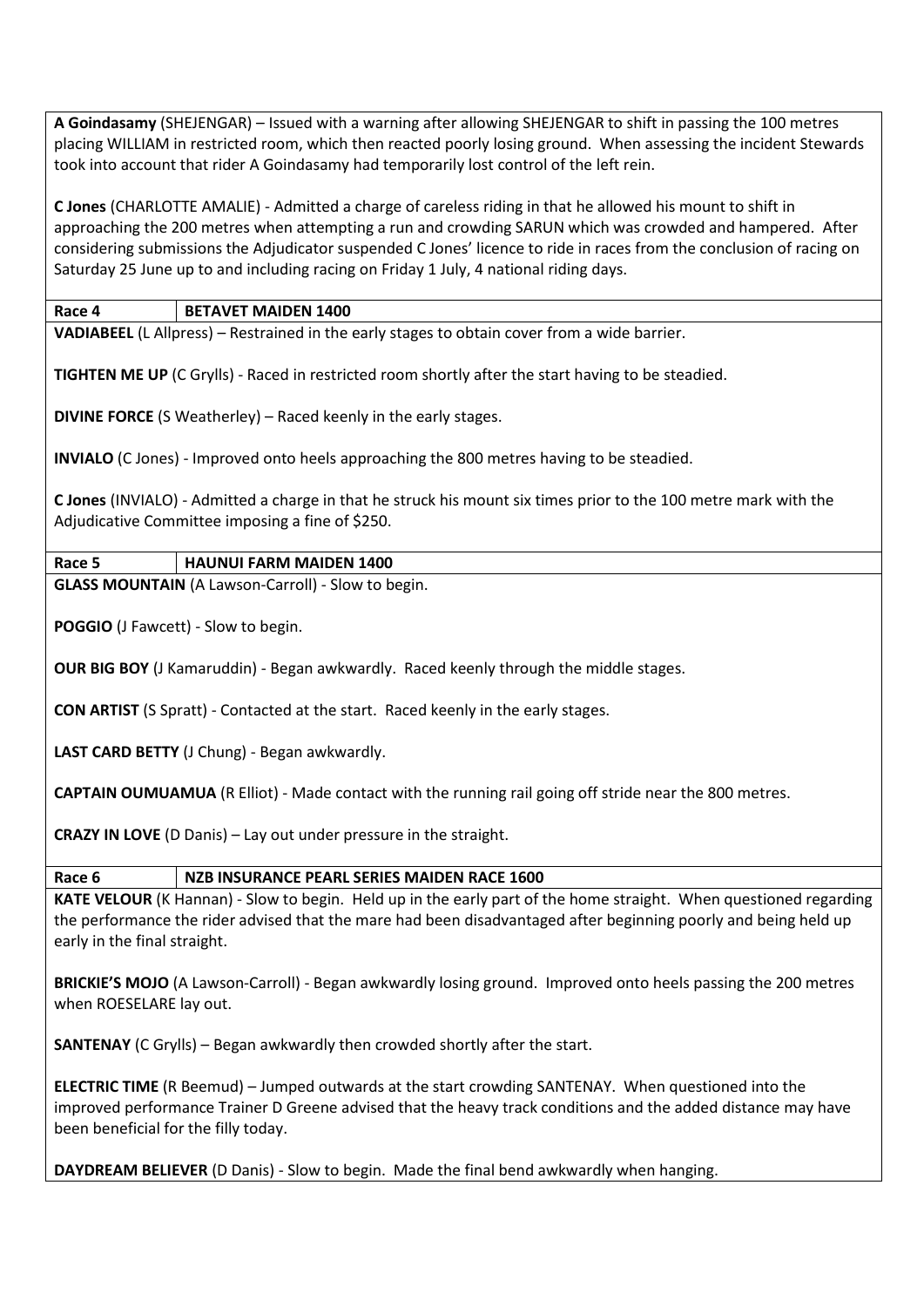**A Goindasamy** (SHEJENGAR) – Issued with a warning after allowing SHEJENGAR to shift in passing the 100 metres placing WILLIAM in restricted room, which then reacted poorly losing ground. When assessing the incident Stewards took into account that rider A Goindasamy had temporarily lost control of the left rein.

**C Jones** (CHARLOTTE AMALIE) - Admitted a charge of careless riding in that he allowed his mount to shift in approaching the 200 metres when attempting a run and crowding SARUN which was crowded and hampered. After considering submissions the Adjudicator suspended C Jones' licence to ride in races from the conclusion of racing on Saturday 25 June up to and including racing on Friday 1 July, 4 national riding days.

| **Race 4** | **BETAVET MAIDEN 1400** |
|---|---|

**VADIABEEL** (L Allpress) – Restrained in the early stages to obtain cover from a wide barrier.

**TIGHTEN ME UP** (C Grylls) - Raced in restricted room shortly after the start having to be steadied.

**DIVINE FORCE** (S Weatherley) – Raced keenly in the early stages.

**INVIALO** (C Jones) - Improved onto heels approaching the 800 metres having to be steadied.

**C Jones** (INVIALO) - Admitted a charge in that he struck his mount six times prior to the 100 metre mark with the Adjudicative Committee imposing a fine of $250.

| **Race 5** | **HAUNUI FARM MAIDEN 1400** |
|---|---|

**GLASS MOUNTAIN** (A Lawson-Carroll) - Slow to begin.

**POGGIO** (J Fawcett) - Slow to begin.

**OUR BIG BOY** (J Kamaruddin) - Began awkwardly. Raced keenly through the middle stages.

**CON ARTIST** (S Spratt) - Contacted at the start. Raced keenly in the early stages.

**LAST CARD BETTY** (J Chung) - Began awkwardly.

**CAPTAIN OUMUAMUA** (R Elliot) - Made contact with the running rail going off stride near the 800 metres.

**CRAZY IN LOVE** (D Danis) – Lay out under pressure in the straight.

| **Race 6** | **NZB INSURANCE PEARL SERIES MAIDEN RACE 1600** |
|---|---|

**KATE VELOUR** (K Hannan) - Slow to begin. Held up in the early part of the home straight. When questioned regarding the performance the rider advised that the mare had been disadvantaged after beginning poorly and being held up early in the final straight.

**BRICKIE'S MOJO** (A Lawson-Carroll) - Began awkwardly losing ground. Improved onto heels passing the 200 metres when ROESELARE lay out.

**SANTENAY** (C Grylls) – Began awkwardly then crowded shortly after the start.

**ELECTRIC TIME** (R Beemud) – Jumped outwards at the start crowding SANTENAY. When questioned into the improved performance Trainer D Greene advised that the heavy track conditions and the added distance may have been beneficial for the filly today.

**DAYDREAM BELIEVER** (D Danis) - Slow to begin. Made the final bend awkwardly when hanging.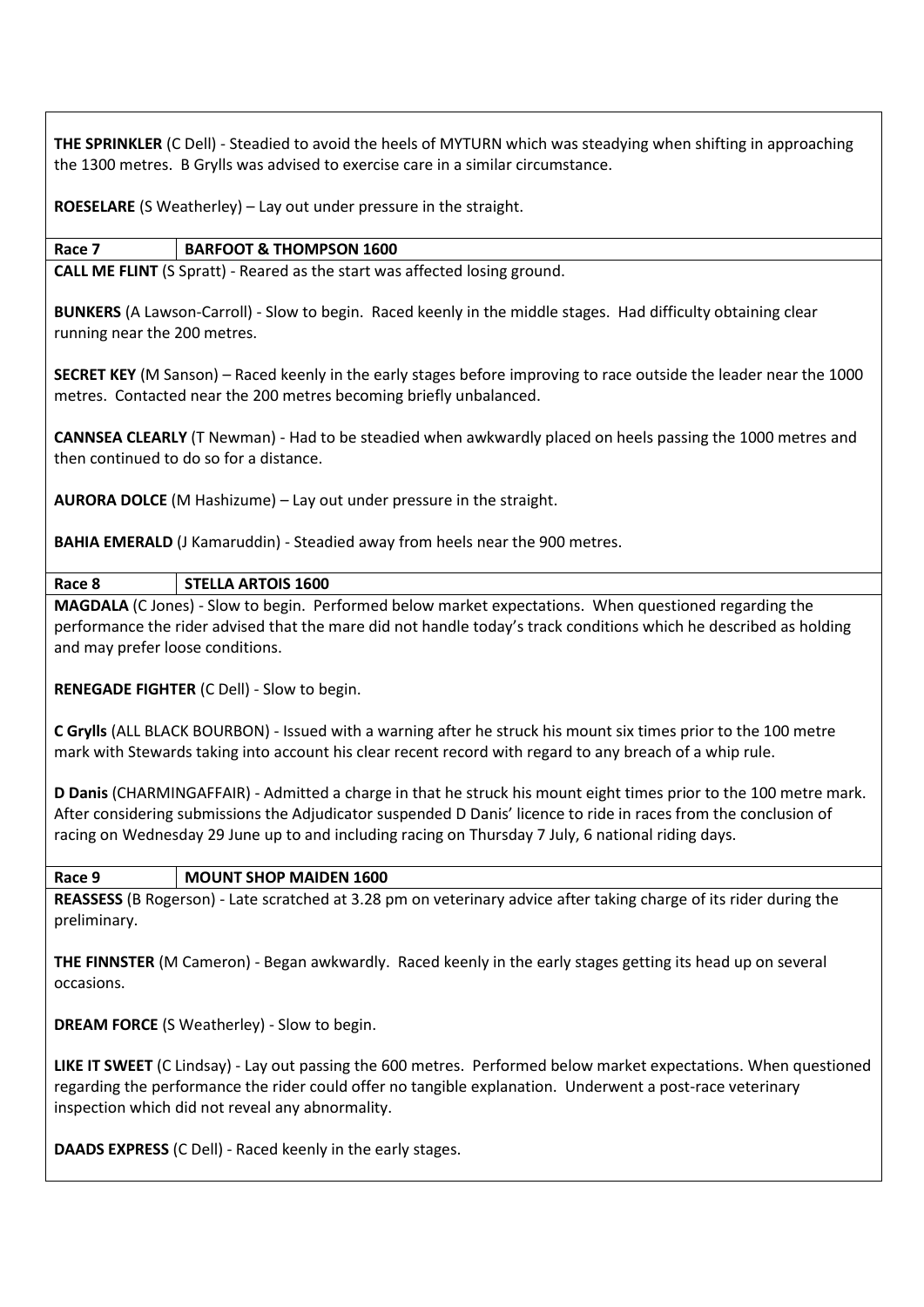**THE SPRINKLER** (C Dell) - Steadied to avoid the heels of MYTURN which was steadying when shifting in approaching the 1300 metres. B Grylls was advised to exercise care in a similar circumstance.

**ROESELARE** (S Weatherley) – Lay out under pressure in the straight.

| **Race 7** | **BARFOOT & THOMPSON 1600** |
|---|---|

**CALL ME FLINT** (S Spratt) - Reared as the start was affected losing ground.

**BUNKERS** (A Lawson-Carroll) - Slow to begin. Raced keenly in the middle stages. Had difficulty obtaining clear running near the 200 metres.

**SECRET KEY** (M Sanson) – Raced keenly in the early stages before improving to race outside the leader near the 1000 metres. Contacted near the 200 metres becoming briefly unbalanced.

**CANNSEA CLEARLY** (T Newman) - Had to be steadied when awkwardly placed on heels passing the 1000 metres and then continued to do so for a distance.

**AURORA DOLCE** (M Hashizume) – Lay out under pressure in the straight.

**BAHIA EMERALD** (J Kamaruddin) - Steadied away from heels near the 900 metres.

| **Race 8** | **STELLA ARTOIS 1600** |
|---|---|

**MAGDALA** (C Jones) - Slow to begin. Performed below market expectations. When questioned regarding the performance the rider advised that the mare did not handle today's track conditions which he described as holding and may prefer loose conditions.

**RENEGADE FIGHTER** (C Dell) - Slow to begin.

**C Grylls** (ALL BLACK BOURBON) - Issued with a warning after he struck his mount six times prior to the 100 metre mark with Stewards taking into account his clear recent record with regard to any breach of a whip rule.

**D Danis** (CHARMINGAFFAIR) - Admitted a charge in that he struck his mount eight times prior to the 100 metre mark. After considering submissions the Adjudicator suspended D Danis' licence to ride in races from the conclusion of racing on Wednesday 29 June up to and including racing on Thursday 7 July, 6 national riding days.

| **Race 9** | **MOUNT SHOP MAIDEN 1600** |
|---|---|

**REASSESS** (B Rogerson) - Late scratched at 3.28 pm on veterinary advice after taking charge of its rider during the preliminary.

**THE FINNSTER** (M Cameron) - Began awkwardly. Raced keenly in the early stages getting its head up on several occasions.

**DREAM FORCE** (S Weatherley) - Slow to begin.

**LIKE IT SWEET** (C Lindsay) - Lay out passing the 600 metres. Performed below market expectations. When questioned regarding the performance the rider could offer no tangible explanation. Underwent a post-race veterinary inspection which did not reveal any abnormality.

**DAADS EXPRESS** (C Dell) - Raced keenly in the early stages.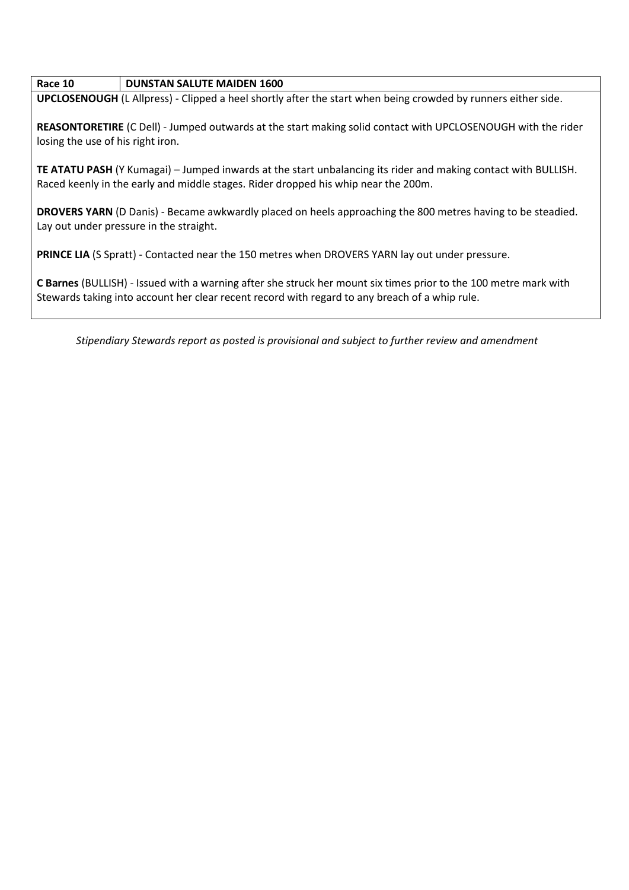| Race 10 | DUNSTAN SALUTE MAIDEN 1600 |
| --- | --- |

**UPCLOSENOUGH** (L Allpress) - Clipped a heel shortly after the start when being crowded by runners either side.

**REASONTORETIRE** (C Dell) - Jumped outwards at the start making solid contact with UPCLOSENOUGH with the rider losing the use of his right iron.

**TE ATATU PASH** (Y Kumagai) – Jumped inwards at the start unbalancing its rider and making contact with BULLISH. Raced keenly in the early and middle stages. Rider dropped his whip near the 200m.

**DROVERS YARN** (D Danis) - Became awkwardly placed on heels approaching the 800 metres having to be steadied. Lay out under pressure in the straight.

**PRINCE LIA** (S Spratt) - Contacted near the 150 metres when DROVERS YARN lay out under pressure.

**C Barnes** (BULLISH) - Issued with a warning after she struck her mount six times prior to the 100 metre mark with Stewards taking into account her clear recent record with regard to any breach of a whip rule.

*Stipendiary Stewards report as posted is provisional and subject to further review and amendment*